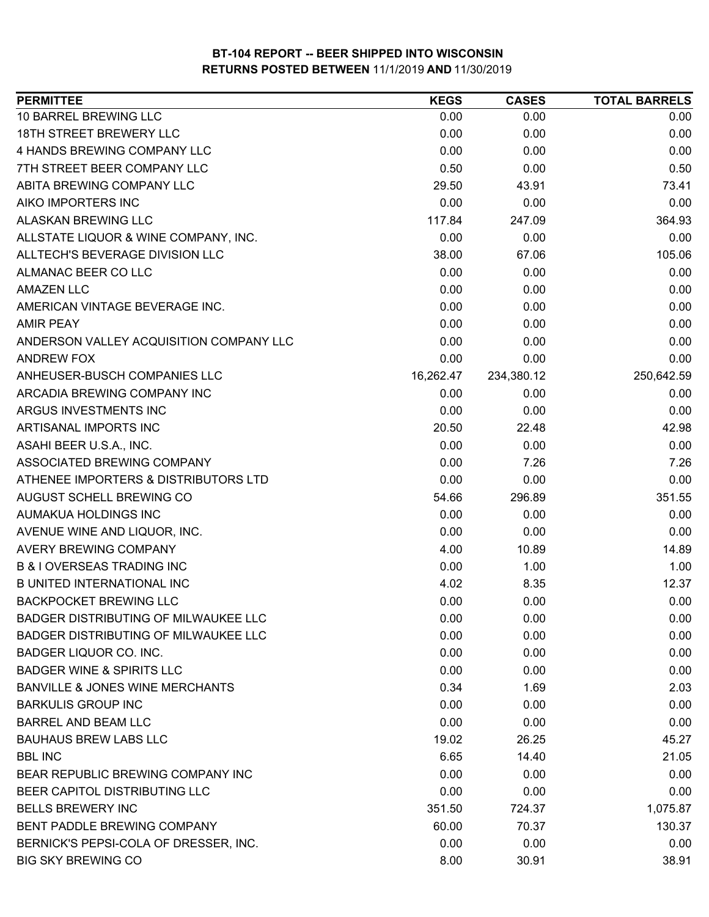**BT-104 REPORT -- BEER SHIPPED INTO WISCONSIN**
**RETURNS POSTED BETWEEN 11/1/2019 AND 11/30/2019**

| PERMITTEE | KEGS | CASES | TOTAL BARRELS |
|---|---|---|---|
| 10 BARREL BREWING LLC | 0.00 | 0.00 | 0.00 |
| 18TH STREET BREWERY LLC | 0.00 | 0.00 | 0.00 |
| 4 HANDS BREWING COMPANY LLC | 0.00 | 0.00 | 0.00 |
| 7TH STREET BEER COMPANY LLC | 0.50 | 0.00 | 0.50 |
| ABITA BREWING COMPANY LLC | 29.50 | 43.91 | 73.41 |
| AIKO IMPORTERS INC | 0.00 | 0.00 | 0.00 |
| ALASKAN BREWING LLC | 117.84 | 247.09 | 364.93 |
| ALLSTATE LIQUOR & WINE COMPANY, INC. | 0.00 | 0.00 | 0.00 |
| ALLTECH'S BEVERAGE DIVISION LLC | 38.00 | 67.06 | 105.06 |
| ALMANAC BEER CO LLC | 0.00 | 0.00 | 0.00 |
| AMAZEN LLC | 0.00 | 0.00 | 0.00 |
| AMERICAN VINTAGE BEVERAGE INC. | 0.00 | 0.00 | 0.00 |
| AMIR PEAY | 0.00 | 0.00 | 0.00 |
| ANDERSON VALLEY ACQUISITION COMPANY LLC | 0.00 | 0.00 | 0.00 |
| ANDREW FOX | 0.00 | 0.00 | 0.00 |
| ANHEUSER-BUSCH COMPANIES LLC | 16,262.47 | 234,380.12 | 250,642.59 |
| ARCADIA BREWING COMPANY INC | 0.00 | 0.00 | 0.00 |
| ARGUS INVESTMENTS INC | 0.00 | 0.00 | 0.00 |
| ARTISANAL IMPORTS INC | 20.50 | 22.48 | 42.98 |
| ASAHI BEER U.S.A., INC. | 0.00 | 0.00 | 0.00 |
| ASSOCIATED BREWING COMPANY | 0.00 | 7.26 | 7.26 |
| ATHENEE IMPORTERS & DISTRIBUTORS LTD | 0.00 | 0.00 | 0.00 |
| AUGUST SCHELL BREWING CO | 54.66 | 296.89 | 351.55 |
| AUMAKUA HOLDINGS INC | 0.00 | 0.00 | 0.00 |
| AVENUE WINE AND LIQUOR, INC. | 0.00 | 0.00 | 0.00 |
| AVERY BREWING COMPANY | 4.00 | 10.89 | 14.89 |
| B & I OVERSEAS TRADING INC | 0.00 | 1.00 | 1.00 |
| B UNITED INTERNATIONAL INC | 4.02 | 8.35 | 12.37 |
| BACKPOCKET BREWING LLC | 0.00 | 0.00 | 0.00 |
| BADGER DISTRIBUTING OF MILWAUKEE LLC | 0.00 | 0.00 | 0.00 |
| BADGER DISTRIBUTING OF MILWAUKEE LLC | 0.00 | 0.00 | 0.00 |
| BADGER LIQUOR CO. INC. | 0.00 | 0.00 | 0.00 |
| BADGER WINE & SPIRITS LLC | 0.00 | 0.00 | 0.00 |
| BANVILLE & JONES WINE MERCHANTS | 0.34 | 1.69 | 2.03 |
| BARKULIS GROUP INC | 0.00 | 0.00 | 0.00 |
| BARREL AND BEAM LLC | 0.00 | 0.00 | 0.00 |
| BAUHAUS BREW LABS LLC | 19.02 | 26.25 | 45.27 |
| BBL INC | 6.65 | 14.40 | 21.05 |
| BEAR REPUBLIC BREWING COMPANY INC | 0.00 | 0.00 | 0.00 |
| BEER CAPITOL DISTRIBUTING LLC | 0.00 | 0.00 | 0.00 |
| BELLS BREWERY INC | 351.50 | 724.37 | 1,075.87 |
| BENT PADDLE BREWING COMPANY | 60.00 | 70.37 | 130.37 |
| BERNICK'S PEPSI-COLA OF DRESSER, INC. | 0.00 | 0.00 | 0.00 |
| BIG SKY BREWING CO | 8.00 | 30.91 | 38.91 |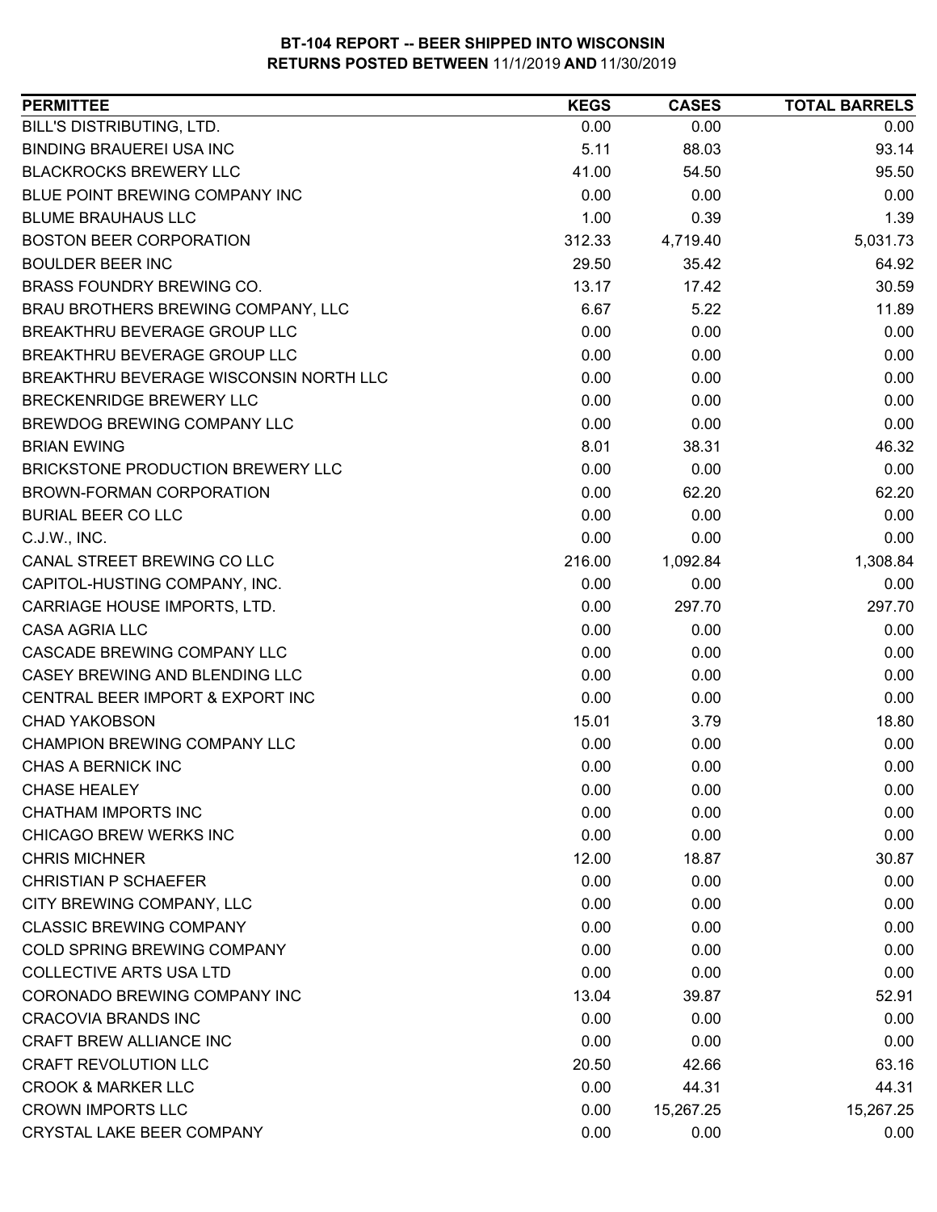**BT-104 REPORT -- BEER SHIPPED INTO WISCONSIN**
**RETURNS POSTED BETWEEN** 11/1/2019 **AND** 11/30/2019

| PERMITTEE | KEGS | CASES | TOTAL BARRELS |
|---|---|---|---|
| BILL'S DISTRIBUTING, LTD. | 0.00 | 0.00 | 0.00 |
| BINDING BRAUEREI USA INC | 5.11 | 88.03 | 93.14 |
| BLACKROCKS BREWERY LLC | 41.00 | 54.50 | 95.50 |
| BLUE POINT BREWING COMPANY INC | 0.00 | 0.00 | 0.00 |
| BLUME BRAUHAUS LLC | 1.00 | 0.39 | 1.39 |
| BOSTON BEER CORPORATION | 312.33 | 4,719.40 | 5,031.73 |
| BOULDER BEER INC | 29.50 | 35.42 | 64.92 |
| BRASS FOUNDRY BREWING CO. | 13.17 | 17.42 | 30.59 |
| BRAU BROTHERS BREWING COMPANY, LLC | 6.67 | 5.22 | 11.89 |
| BREAKTHRU BEVERAGE GROUP LLC | 0.00 | 0.00 | 0.00 |
| BREAKTHRU BEVERAGE GROUP LLC | 0.00 | 0.00 | 0.00 |
| BREAKTHRU BEVERAGE WISCONSIN NORTH LLC | 0.00 | 0.00 | 0.00 |
| BRECKENRIDGE BREWERY LLC | 0.00 | 0.00 | 0.00 |
| BREWDOG BREWING COMPANY LLC | 0.00 | 0.00 | 0.00 |
| BRIAN EWING | 8.01 | 38.31 | 46.32 |
| BRICKSTONE PRODUCTION BREWERY LLC | 0.00 | 0.00 | 0.00 |
| BROWN-FORMAN CORPORATION | 0.00 | 62.20 | 62.20 |
| BURIAL BEER CO LLC | 0.00 | 0.00 | 0.00 |
| C.J.W., INC. | 0.00 | 0.00 | 0.00 |
| CANAL STREET BREWING CO LLC | 216.00 | 1,092.84 | 1,308.84 |
| CAPITOL-HUSTING COMPANY, INC. | 0.00 | 0.00 | 0.00 |
| CARRIAGE HOUSE IMPORTS, LTD. | 0.00 | 297.70 | 297.70 |
| CASA AGRIA LLC | 0.00 | 0.00 | 0.00 |
| CASCADE BREWING COMPANY LLC | 0.00 | 0.00 | 0.00 |
| CASEY BREWING AND BLENDING LLC | 0.00 | 0.00 | 0.00 |
| CENTRAL BEER IMPORT & EXPORT INC | 0.00 | 0.00 | 0.00 |
| CHAD YAKOBSON | 15.01 | 3.79 | 18.80 |
| CHAMPION BREWING COMPANY LLC | 0.00 | 0.00 | 0.00 |
| CHAS A BERNICK INC | 0.00 | 0.00 | 0.00 |
| CHASE HEALEY | 0.00 | 0.00 | 0.00 |
| CHATHAM IMPORTS INC | 0.00 | 0.00 | 0.00 |
| CHICAGO BREW WERKS INC | 0.00 | 0.00 | 0.00 |
| CHRIS MICHNER | 12.00 | 18.87 | 30.87 |
| CHRISTIAN P SCHAEFER | 0.00 | 0.00 | 0.00 |
| CITY BREWING COMPANY, LLC | 0.00 | 0.00 | 0.00 |
| CLASSIC BREWING COMPANY | 0.00 | 0.00 | 0.00 |
| COLD SPRING BREWING COMPANY | 0.00 | 0.00 | 0.00 |
| COLLECTIVE ARTS USA LTD | 0.00 | 0.00 | 0.00 |
| CORONADO BREWING COMPANY INC | 13.04 | 39.87 | 52.91 |
| CRACOVIA BRANDS INC | 0.00 | 0.00 | 0.00 |
| CRAFT BREW ALLIANCE INC | 0.00 | 0.00 | 0.00 |
| CRAFT REVOLUTION LLC | 20.50 | 42.66 | 63.16 |
| CROOK & MARKER LLC | 0.00 | 44.31 | 44.31 |
| CROWN IMPORTS LLC | 0.00 | 15,267.25 | 15,267.25 |
| CRYSTAL LAKE BEER COMPANY | 0.00 | 0.00 | 0.00 |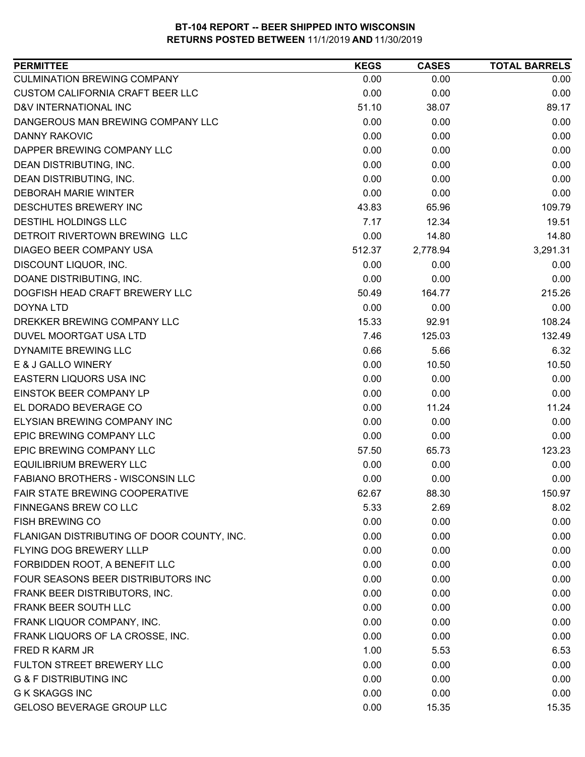**BT-104 REPORT -- BEER SHIPPED INTO WISCONSIN**
**RETURNS POSTED BETWEEN** 11/1/2019 **AND** 11/30/2019

| PERMITTEE | KEGS | CASES | TOTAL BARRELS |
|---|---|---|---|
| CULMINATION BREWING COMPANY | 0.00 | 0.00 | 0.00 |
| CUSTOM CALIFORNIA CRAFT BEER LLC | 0.00 | 0.00 | 0.00 |
| D&V INTERNATIONAL INC | 51.10 | 38.07 | 89.17 |
| DANGEROUS MAN BREWING COMPANY LLC | 0.00 | 0.00 | 0.00 |
| DANNY RAKOVIC | 0.00 | 0.00 | 0.00 |
| DAPPER BREWING COMPANY LLC | 0.00 | 0.00 | 0.00 |
| DEAN DISTRIBUTING, INC. | 0.00 | 0.00 | 0.00 |
| DEAN DISTRIBUTING, INC. | 0.00 | 0.00 | 0.00 |
| DEBORAH MARIE WINTER | 0.00 | 0.00 | 0.00 |
| DESCHUTES BREWERY INC | 43.83 | 65.96 | 109.79 |
| DESTIHL HOLDINGS LLC | 7.17 | 12.34 | 19.51 |
| DETROIT RIVERTOWN BREWING LLC | 0.00 | 14.80 | 14.80 |
| DIAGEO BEER COMPANY USA | 512.37 | 2,778.94 | 3,291.31 |
| DISCOUNT LIQUOR, INC. | 0.00 | 0.00 | 0.00 |
| DOANE DISTRIBUTING, INC. | 0.00 | 0.00 | 0.00 |
| DOGFISH HEAD CRAFT BREWERY LLC | 50.49 | 164.77 | 215.26 |
| DOYNA LTD | 0.00 | 0.00 | 0.00 |
| DREKKER BREWING COMPANY LLC | 15.33 | 92.91 | 108.24 |
| DUVEL MOORTGAT USA LTD | 7.46 | 125.03 | 132.49 |
| DYNAMITE BREWING LLC | 0.66 | 5.66 | 6.32 |
| E & J GALLO WINERY | 0.00 | 10.50 | 10.50 |
| EASTERN LIQUORS USA INC | 0.00 | 0.00 | 0.00 |
| EINSTOK BEER COMPANY LP | 0.00 | 0.00 | 0.00 |
| EL DORADO BEVERAGE CO | 0.00 | 11.24 | 11.24 |
| ELYSIAN BREWING COMPANY INC | 0.00 | 0.00 | 0.00 |
| EPIC BREWING COMPANY LLC | 0.00 | 0.00 | 0.00 |
| EPIC BREWING COMPANY LLC | 57.50 | 65.73 | 123.23 |
| EQUILIBRIUM BREWERY LLC | 0.00 | 0.00 | 0.00 |
| FABIANO BROTHERS - WISCONSIN LLC | 0.00 | 0.00 | 0.00 |
| FAIR STATE BREWING COOPERATIVE | 62.67 | 88.30 | 150.97 |
| FINNEGANS BREW CO LLC | 5.33 | 2.69 | 8.02 |
| FISH BREWING CO | 0.00 | 0.00 | 0.00 |
| FLANIGAN DISTRIBUTING OF DOOR COUNTY, INC. | 0.00 | 0.00 | 0.00 |
| FLYING DOG BREWERY LLLP | 0.00 | 0.00 | 0.00 |
| FORBIDDEN ROOT, A BENEFIT LLC | 0.00 | 0.00 | 0.00 |
| FOUR SEASONS BEER DISTRIBUTORS INC | 0.00 | 0.00 | 0.00 |
| FRANK BEER DISTRIBUTORS, INC. | 0.00 | 0.00 | 0.00 |
| FRANK BEER SOUTH LLC | 0.00 | 0.00 | 0.00 |
| FRANK LIQUOR COMPANY, INC. | 0.00 | 0.00 | 0.00 |
| FRANK LIQUORS OF LA CROSSE, INC. | 0.00 | 0.00 | 0.00 |
| FRED R KARM JR | 1.00 | 5.53 | 6.53 |
| FULTON STREET BREWERY LLC | 0.00 | 0.00 | 0.00 |
| G & F DISTRIBUTING INC | 0.00 | 0.00 | 0.00 |
| G K SKAGGS INC | 0.00 | 0.00 | 0.00 |
| GELOSO BEVERAGE GROUP LLC | 0.00 | 15.35 | 15.35 |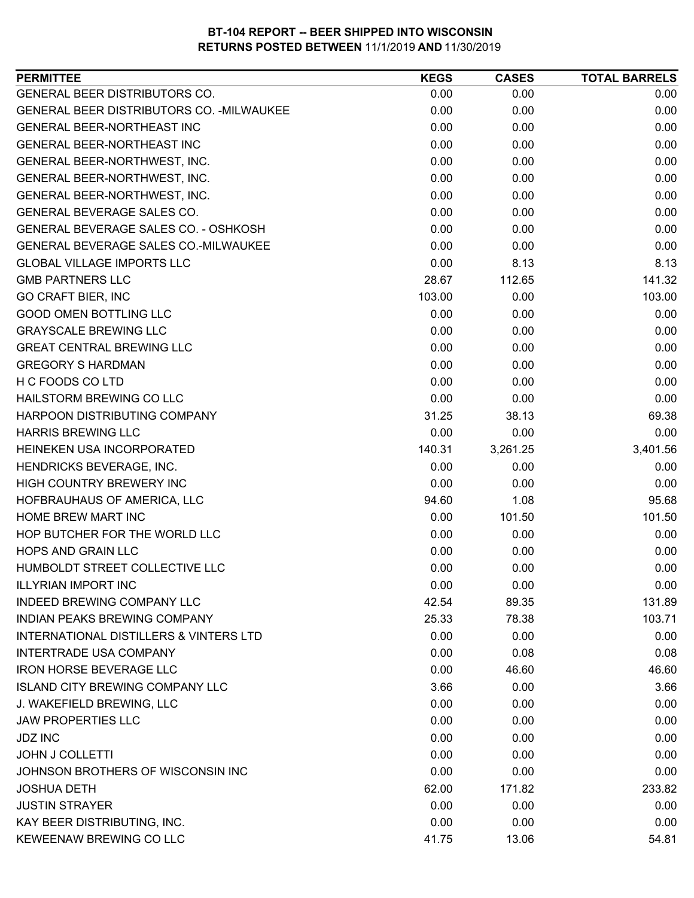**BT-104 REPORT -- BEER SHIPPED INTO WISCONSIN**
**RETURNS POSTED BETWEEN** 11/1/2019 **AND** 11/30/2019

| PERMITTEE | KEGS | CASES | TOTAL BARRELS |
|---|---|---|---|
| GENERAL BEER DISTRIBUTORS CO. | 0.00 | 0.00 | 0.00 |
| GENERAL BEER DISTRIBUTORS CO. -MILWAUKEE | 0.00 | 0.00 | 0.00 |
| GENERAL BEER-NORTHEAST INC | 0.00 | 0.00 | 0.00 |
| GENERAL BEER-NORTHEAST INC | 0.00 | 0.00 | 0.00 |
| GENERAL BEER-NORTHWEST, INC. | 0.00 | 0.00 | 0.00 |
| GENERAL BEER-NORTHWEST, INC. | 0.00 | 0.00 | 0.00 |
| GENERAL BEER-NORTHWEST, INC. | 0.00 | 0.00 | 0.00 |
| GENERAL BEVERAGE SALES CO. | 0.00 | 0.00 | 0.00 |
| GENERAL BEVERAGE SALES CO. - OSHKOSH | 0.00 | 0.00 | 0.00 |
| GENERAL BEVERAGE SALES CO.-MILWAUKEE | 0.00 | 0.00 | 0.00 |
| GLOBAL VILLAGE IMPORTS LLC | 0.00 | 8.13 | 8.13 |
| GMB PARTNERS LLC | 28.67 | 112.65 | 141.32 |
| GO CRAFT BIER, INC | 103.00 | 0.00 | 103.00 |
| GOOD OMEN BOTTLING LLC | 0.00 | 0.00 | 0.00 |
| GRAYSCALE BREWING LLC | 0.00 | 0.00 | 0.00 |
| GREAT CENTRAL BREWING LLC | 0.00 | 0.00 | 0.00 |
| GREGORY S HARDMAN | 0.00 | 0.00 | 0.00 |
| H C FOODS CO LTD | 0.00 | 0.00 | 0.00 |
| HAILSTORM BREWING CO LLC | 0.00 | 0.00 | 0.00 |
| HARPOON DISTRIBUTING COMPANY | 31.25 | 38.13 | 69.38 |
| HARRIS BREWING LLC | 0.00 | 0.00 | 0.00 |
| HEINEKEN USA INCORPORATED | 140.31 | 3,261.25 | 3,401.56 |
| HENDRICKS BEVERAGE, INC. | 0.00 | 0.00 | 0.00 |
| HIGH COUNTRY BREWERY INC | 0.00 | 0.00 | 0.00 |
| HOFBRAUHAUS OF AMERICA, LLC | 94.60 | 1.08 | 95.68 |
| HOME BREW MART INC | 0.00 | 101.50 | 101.50 |
| HOP BUTCHER FOR THE WORLD LLC | 0.00 | 0.00 | 0.00 |
| HOPS AND GRAIN LLC | 0.00 | 0.00 | 0.00 |
| HUMBOLDT STREET COLLECTIVE LLC | 0.00 | 0.00 | 0.00 |
| ILLYRIAN IMPORT INC | 0.00 | 0.00 | 0.00 |
| INDEED BREWING COMPANY LLC | 42.54 | 89.35 | 131.89 |
| INDIAN PEAKS BREWING COMPANY | 25.33 | 78.38 | 103.71 |
| INTERNATIONAL DISTILLERS & VINTERS LTD | 0.00 | 0.00 | 0.00 |
| INTERTRADE USA COMPANY | 0.00 | 0.08 | 0.08 |
| IRON HORSE BEVERAGE LLC | 0.00 | 46.60 | 46.60 |
| ISLAND CITY BREWING COMPANY LLC | 3.66 | 0.00 | 3.66 |
| J. WAKEFIELD BREWING, LLC | 0.00 | 0.00 | 0.00 |
| JAW PROPERTIES LLC | 0.00 | 0.00 | 0.00 |
| JDZ INC | 0.00 | 0.00 | 0.00 |
| JOHN J COLLETTI | 0.00 | 0.00 | 0.00 |
| JOHNSON BROTHERS OF WISCONSIN INC | 0.00 | 0.00 | 0.00 |
| JOSHUA DETH | 62.00 | 171.82 | 233.82 |
| JUSTIN STRAYER | 0.00 | 0.00 | 0.00 |
| KAY BEER DISTRIBUTING, INC. | 0.00 | 0.00 | 0.00 |
| KEWEENAW BREWING CO LLC | 41.75 | 13.06 | 54.81 |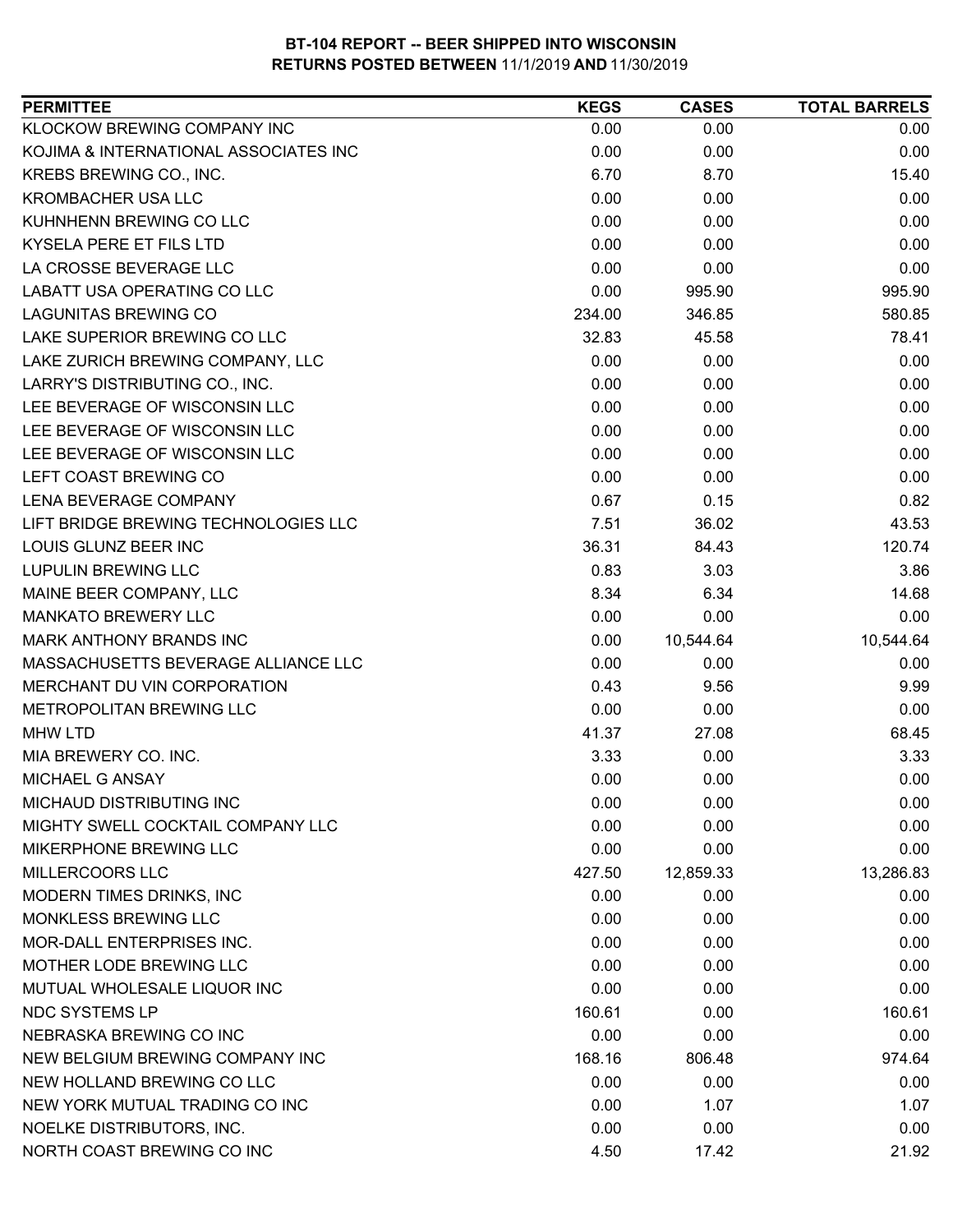**BT-104 REPORT -- BEER SHIPPED INTO WISCONSIN**
**RETURNS POSTED BETWEEN** 11/1/2019 **AND** 11/30/2019

| PERMITTEE | KEGS | CASES | TOTAL BARRELS |
|---|---|---|---|
| KLOCKOW BREWING COMPANY INC | 0.00 | 0.00 | 0.00 |
| KOJIMA & INTERNATIONAL ASSOCIATES INC | 0.00 | 0.00 | 0.00 |
| KREBS BREWING CO., INC. | 6.70 | 8.70 | 15.40 |
| KROMBACHER USA LLC | 0.00 | 0.00 | 0.00 |
| KUHNHENN BREWING CO LLC | 0.00 | 0.00 | 0.00 |
| KYSELA PERE ET FILS LTD | 0.00 | 0.00 | 0.00 |
| LA CROSSE BEVERAGE LLC | 0.00 | 0.00 | 0.00 |
| LABATT USA OPERATING CO LLC | 0.00 | 995.90 | 995.90 |
| LAGUNITAS BREWING CO | 234.00 | 346.85 | 580.85 |
| LAKE SUPERIOR BREWING CO LLC | 32.83 | 45.58 | 78.41 |
| LAKE ZURICH BREWING COMPANY, LLC | 0.00 | 0.00 | 0.00 |
| LARRY'S DISTRIBUTING CO., INC. | 0.00 | 0.00 | 0.00 |
| LEE BEVERAGE OF WISCONSIN LLC | 0.00 | 0.00 | 0.00 |
| LEE BEVERAGE OF WISCONSIN LLC | 0.00 | 0.00 | 0.00 |
| LEE BEVERAGE OF WISCONSIN LLC | 0.00 | 0.00 | 0.00 |
| LEFT COAST BREWING CO | 0.00 | 0.00 | 0.00 |
| LENA BEVERAGE COMPANY | 0.67 | 0.15 | 0.82 |
| LIFT BRIDGE BREWING TECHNOLOGIES LLC | 7.51 | 36.02 | 43.53 |
| LOUIS GLUNZ BEER INC | 36.31 | 84.43 | 120.74 |
| LUPULIN BREWING LLC | 0.83 | 3.03 | 3.86 |
| MAINE BEER COMPANY, LLC | 8.34 | 6.34 | 14.68 |
| MANKATO BREWERY LLC | 0.00 | 0.00 | 0.00 |
| MARK ANTHONY BRANDS INC | 0.00 | 10,544.64 | 10,544.64 |
| MASSACHUSETTS BEVERAGE ALLIANCE LLC | 0.00 | 0.00 | 0.00 |
| MERCHANT DU VIN CORPORATION | 0.43 | 9.56 | 9.99 |
| METROPOLITAN BREWING LLC | 0.00 | 0.00 | 0.00 |
| MHW LTD | 41.37 | 27.08 | 68.45 |
| MIA BREWERY CO. INC. | 3.33 | 0.00 | 3.33 |
| MICHAEL G ANSAY | 0.00 | 0.00 | 0.00 |
| MICHAUD DISTRIBUTING INC | 0.00 | 0.00 | 0.00 |
| MIGHTY SWELL COCKTAIL COMPANY LLC | 0.00 | 0.00 | 0.00 |
| MIKERPHONE BREWING LLC | 0.00 | 0.00 | 0.00 |
| MILLERCOORS LLC | 427.50 | 12,859.33 | 13,286.83 |
| MODERN TIMES DRINKS, INC | 0.00 | 0.00 | 0.00 |
| MONKLESS BREWING LLC | 0.00 | 0.00 | 0.00 |
| MOR-DALL ENTERPRISES INC. | 0.00 | 0.00 | 0.00 |
| MOTHER LODE BREWING LLC | 0.00 | 0.00 | 0.00 |
| MUTUAL WHOLESALE LIQUOR INC | 0.00 | 0.00 | 0.00 |
| NDC SYSTEMS LP | 160.61 | 0.00 | 160.61 |
| NEBRASKA BREWING CO INC | 0.00 | 0.00 | 0.00 |
| NEW BELGIUM BREWING COMPANY INC | 168.16 | 806.48 | 974.64 |
| NEW HOLLAND BREWING CO LLC | 0.00 | 0.00 | 0.00 |
| NEW YORK MUTUAL TRADING CO INC | 0.00 | 1.07 | 1.07 |
| NOELKE DISTRIBUTORS, INC. | 0.00 | 0.00 | 0.00 |
| NORTH COAST BREWING CO INC | 4.50 | 17.42 | 21.92 |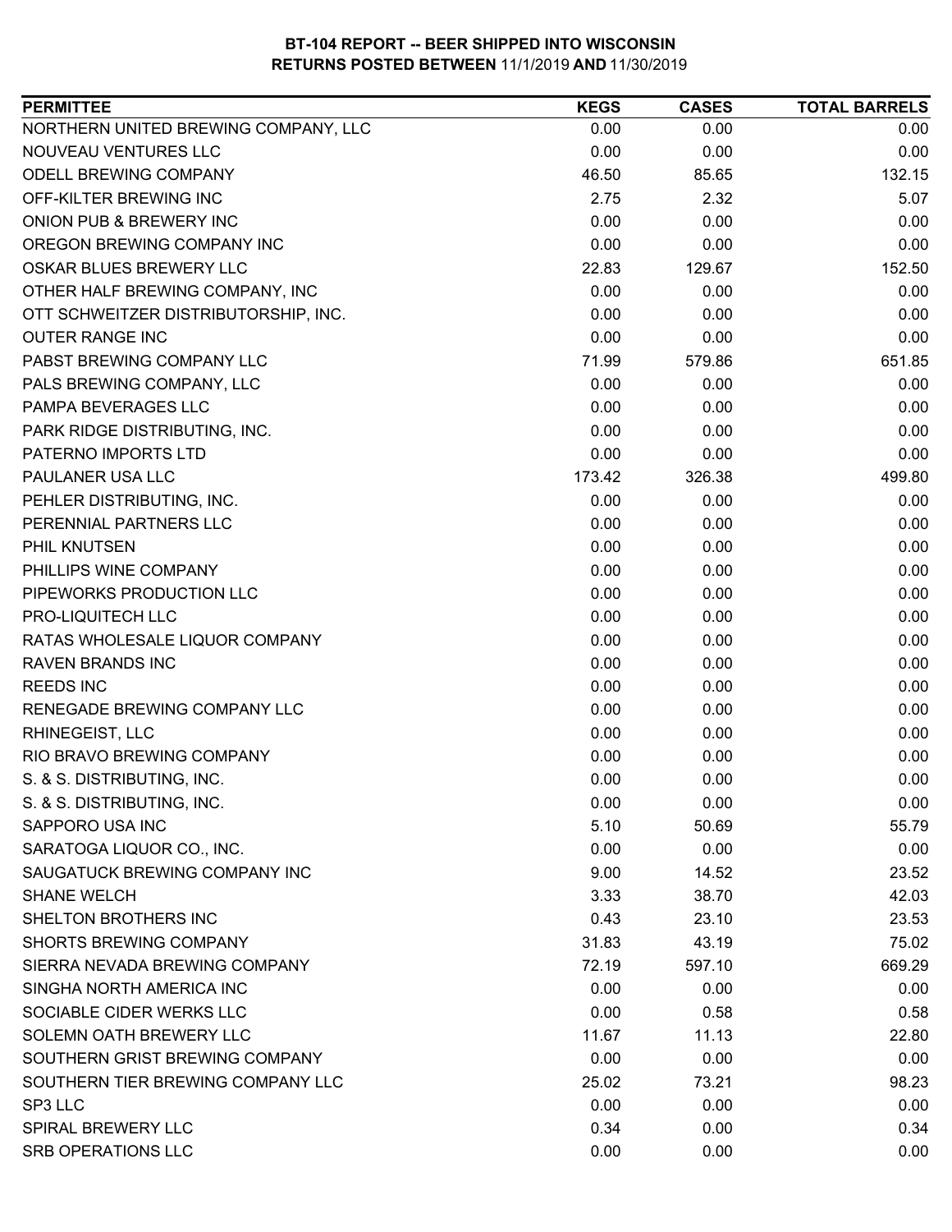**BT-104 REPORT -- BEER SHIPPED INTO WISCONSIN**
**RETURNS POSTED BETWEEN** 11/1/2019 **AND** 11/30/2019

| PERMITTEE | KEGS | CASES | TOTAL BARRELS |
|---|---|---|---|
| NORTHERN UNITED BREWING COMPANY, LLC | 0.00 | 0.00 | 0.00 |
| NOUVEAU VENTURES LLC | 0.00 | 0.00 | 0.00 |
| ODELL BREWING COMPANY | 46.50 | 85.65 | 132.15 |
| OFF-KILTER BREWING INC | 2.75 | 2.32 | 5.07 |
| ONION PUB & BREWERY INC | 0.00 | 0.00 | 0.00 |
| OREGON BREWING COMPANY INC | 0.00 | 0.00 | 0.00 |
| OSKAR BLUES BREWERY LLC | 22.83 | 129.67 | 152.50 |
| OTHER HALF BREWING COMPANY, INC | 0.00 | 0.00 | 0.00 |
| OTT SCHWEITZER DISTRIBUTORSHIP, INC. | 0.00 | 0.00 | 0.00 |
| OUTER RANGE INC | 0.00 | 0.00 | 0.00 |
| PABST BREWING COMPANY LLC | 71.99 | 579.86 | 651.85 |
| PALS BREWING COMPANY, LLC | 0.00 | 0.00 | 0.00 |
| PAMPA BEVERAGES LLC | 0.00 | 0.00 | 0.00 |
| PARK RIDGE DISTRIBUTING, INC. | 0.00 | 0.00 | 0.00 |
| PATERNO IMPORTS LTD | 0.00 | 0.00 | 0.00 |
| PAULANER USA LLC | 173.42 | 326.38 | 499.80 |
| PEHLER DISTRIBUTING, INC. | 0.00 | 0.00 | 0.00 |
| PERENNIAL PARTNERS LLC | 0.00 | 0.00 | 0.00 |
| PHIL KNUTSEN | 0.00 | 0.00 | 0.00 |
| PHILLIPS WINE COMPANY | 0.00 | 0.00 | 0.00 |
| PIPEWORKS PRODUCTION LLC | 0.00 | 0.00 | 0.00 |
| PRO-LIQUITECH LLC | 0.00 | 0.00 | 0.00 |
| RATAS WHOLESALE LIQUOR COMPANY | 0.00 | 0.00 | 0.00 |
| RAVEN BRANDS INC | 0.00 | 0.00 | 0.00 |
| REEDS INC | 0.00 | 0.00 | 0.00 |
| RENEGADE BREWING COMPANY LLC | 0.00 | 0.00 | 0.00 |
| RHINEGEIST, LLC | 0.00 | 0.00 | 0.00 |
| RIO BRAVO BREWING COMPANY | 0.00 | 0.00 | 0.00 |
| S. & S. DISTRIBUTING, INC. | 0.00 | 0.00 | 0.00 |
| S. & S. DISTRIBUTING, INC. | 0.00 | 0.00 | 0.00 |
| SAPPORO USA INC | 5.10 | 50.69 | 55.79 |
| SARATOGA LIQUOR CO., INC. | 0.00 | 0.00 | 0.00 |
| SAUGATUCK BREWING COMPANY INC | 9.00 | 14.52 | 23.52 |
| SHANE WELCH | 3.33 | 38.70 | 42.03 |
| SHELTON BROTHERS INC | 0.43 | 23.10 | 23.53 |
| SHORTS BREWING COMPANY | 31.83 | 43.19 | 75.02 |
| SIERRA NEVADA BREWING COMPANY | 72.19 | 597.10 | 669.29 |
| SINGHA NORTH AMERICA INC | 0.00 | 0.00 | 0.00 |
| SOCIABLE CIDER WERKS LLC | 0.00 | 0.58 | 0.58 |
| SOLEMN OATH BREWERY LLC | 11.67 | 11.13 | 22.80 |
| SOUTHERN GRIST BREWING COMPANY | 0.00 | 0.00 | 0.00 |
| SOUTHERN TIER BREWING COMPANY LLC | 25.02 | 73.21 | 98.23 |
| SP3 LLC | 0.00 | 0.00 | 0.00 |
| SPIRAL BREWERY LLC | 0.34 | 0.00 | 0.34 |
| SRB OPERATIONS LLC | 0.00 | 0.00 | 0.00 |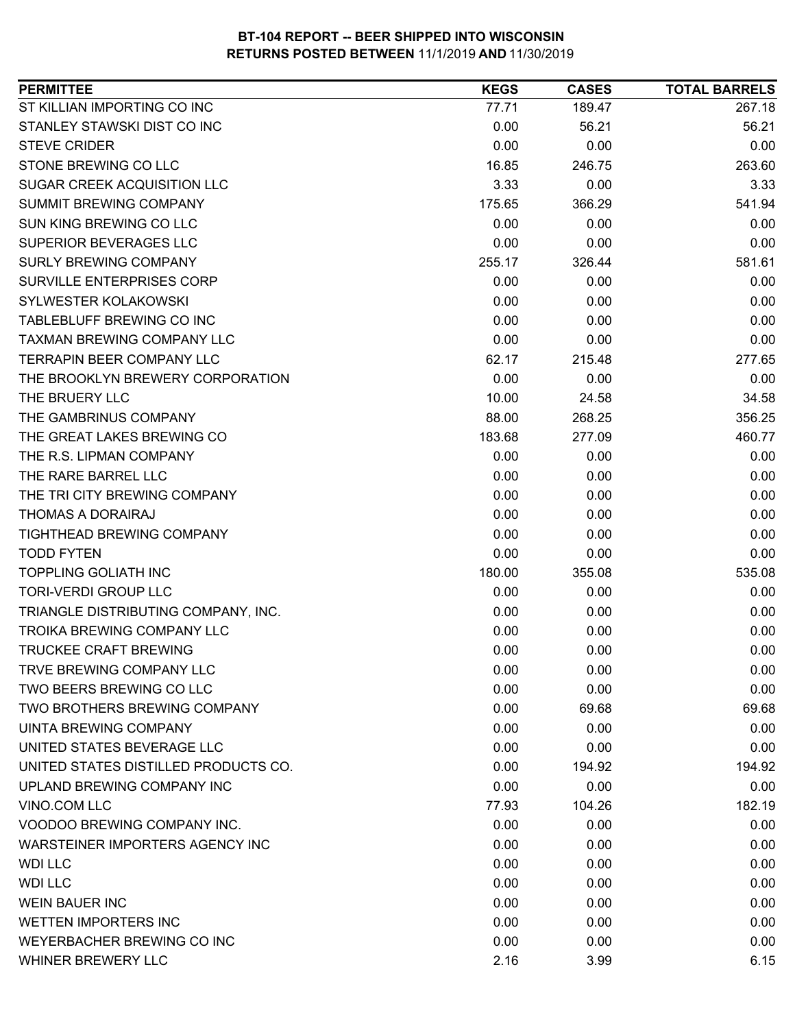**BT-104 REPORT -- BEER SHIPPED INTO WISCONSIN**
**RETURNS POSTED BETWEEN** 11/1/2019 **AND** 11/30/2019

| PERMITTEE | KEGS | CASES | TOTAL BARRELS |
|---|---|---|---|
| ST KILLIAN IMPORTING CO INC | 77.71 | 189.47 | 267.18 |
| STANLEY STAWSKI DIST CO INC | 0.00 | 56.21 | 56.21 |
| STEVE CRIDER | 0.00 | 0.00 | 0.00 |
| STONE BREWING CO LLC | 16.85 | 246.75 | 263.60 |
| SUGAR CREEK ACQUISITION LLC | 3.33 | 0.00 | 3.33 |
| SUMMIT BREWING COMPANY | 175.65 | 366.29 | 541.94 |
| SUN KING BREWING CO LLC | 0.00 | 0.00 | 0.00 |
| SUPERIOR BEVERAGES LLC | 0.00 | 0.00 | 0.00 |
| SURLY BREWING COMPANY | 255.17 | 326.44 | 581.61 |
| SURVILLE ENTERPRISES CORP | 0.00 | 0.00 | 0.00 |
| SYLWESTER KOLAKOWSKI | 0.00 | 0.00 | 0.00 |
| TABLEBLUFF BREWING CO INC | 0.00 | 0.00 | 0.00 |
| TAXMAN BREWING COMPANY LLC | 0.00 | 0.00 | 0.00 |
| TERRAPIN BEER COMPANY LLC | 62.17 | 215.48 | 277.65 |
| THE BROOKLYN BREWERY CORPORATION | 0.00 | 0.00 | 0.00 |
| THE BRUERY LLC | 10.00 | 24.58 | 34.58 |
| THE GAMBRINUS COMPANY | 88.00 | 268.25 | 356.25 |
| THE GREAT LAKES BREWING CO | 183.68 | 277.09 | 460.77 |
| THE R.S. LIPMAN COMPANY | 0.00 | 0.00 | 0.00 |
| THE RARE BARREL LLC | 0.00 | 0.00 | 0.00 |
| THE TRI CITY BREWING COMPANY | 0.00 | 0.00 | 0.00 |
| THOMAS A DORAIRAJ | 0.00 | 0.00 | 0.00 |
| TIGHTHEAD BREWING COMPANY | 0.00 | 0.00 | 0.00 |
| TODD FYTEN | 0.00 | 0.00 | 0.00 |
| TOPPLING GOLIATH INC | 180.00 | 355.08 | 535.08 |
| TORI-VERDI GROUP LLC | 0.00 | 0.00 | 0.00 |
| TRIANGLE DISTRIBUTING COMPANY, INC. | 0.00 | 0.00 | 0.00 |
| TROIKA BREWING COMPANY LLC | 0.00 | 0.00 | 0.00 |
| TRUCKEE CRAFT BREWING | 0.00 | 0.00 | 0.00 |
| TRVE BREWING COMPANY LLC | 0.00 | 0.00 | 0.00 |
| TWO BEERS BREWING CO LLC | 0.00 | 0.00 | 0.00 |
| TWO BROTHERS BREWING COMPANY | 0.00 | 69.68 | 69.68 |
| UINTA BREWING COMPANY | 0.00 | 0.00 | 0.00 |
| UNITED STATES BEVERAGE LLC | 0.00 | 0.00 | 0.00 |
| UNITED STATES DISTILLED PRODUCTS CO. | 0.00 | 194.92 | 194.92 |
| UPLAND BREWING COMPANY INC | 0.00 | 0.00 | 0.00 |
| VINO.COM LLC | 77.93 | 104.26 | 182.19 |
| VOODOO BREWING COMPANY INC. | 0.00 | 0.00 | 0.00 |
| WARSTEINER IMPORTERS AGENCY INC | 0.00 | 0.00 | 0.00 |
| WDI LLC | 0.00 | 0.00 | 0.00 |
| WDI LLC | 0.00 | 0.00 | 0.00 |
| WEIN BAUER INC | 0.00 | 0.00 | 0.00 |
| WETTEN IMPORTERS INC | 0.00 | 0.00 | 0.00 |
| WEYERBACHER BREWING CO INC | 0.00 | 0.00 | 0.00 |
| WHINER BREWERY LLC | 2.16 | 3.99 | 6.15 |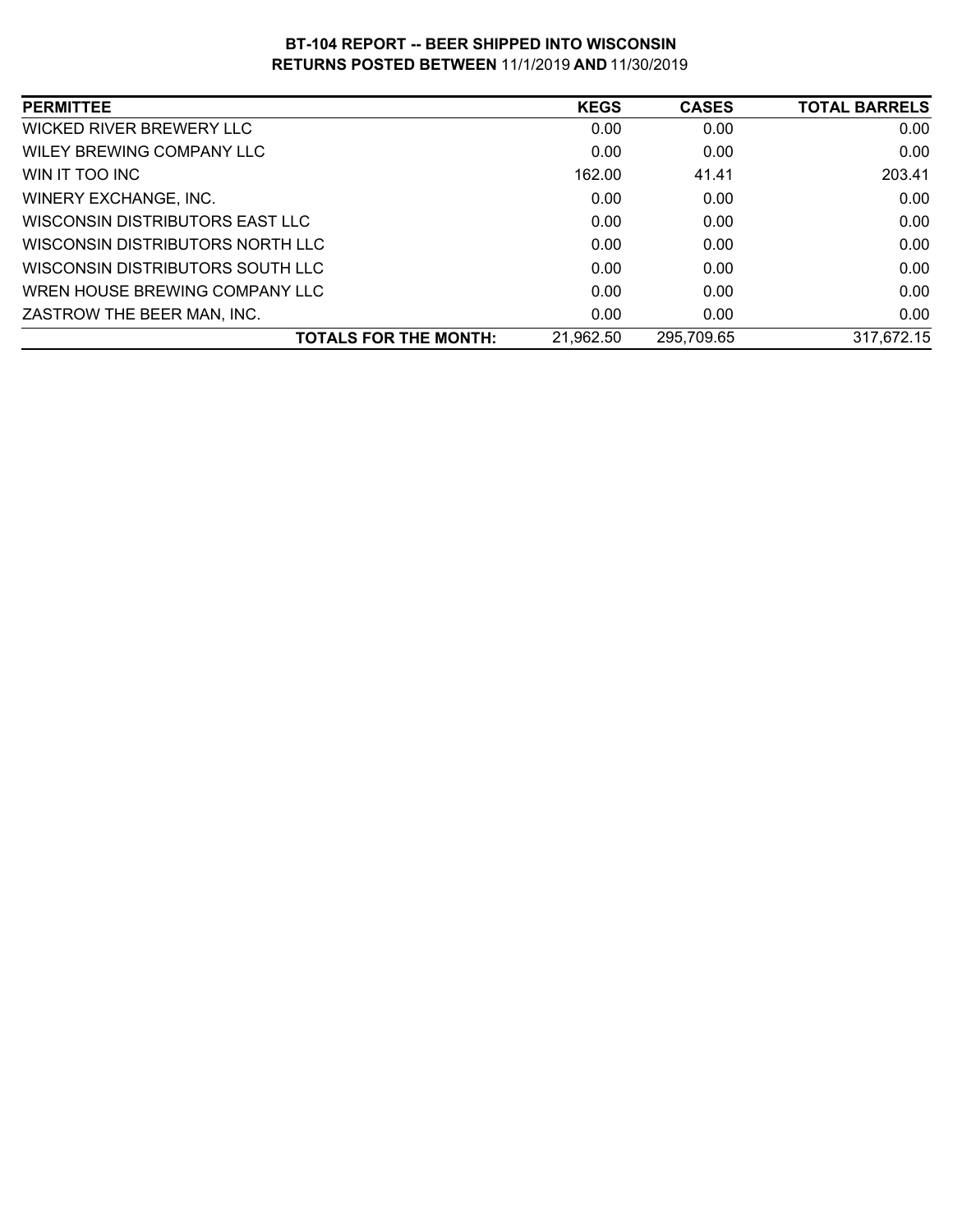**BT-104 REPORT -- BEER SHIPPED INTO WISCONSIN**
**RETURNS POSTED BETWEEN** 11/1/2019 **AND** 11/30/2019

| PERMITTEE | KEGS | CASES | TOTAL BARRELS |
|---|---|---|---|
| WICKED RIVER BREWERY LLC | 0.00 | 0.00 | 0.00 |
| WILEY BREWING COMPANY LLC | 0.00 | 0.00 | 0.00 |
| WIN IT TOO INC | 162.00 | 41.41 | 203.41 |
| WINERY EXCHANGE, INC. | 0.00 | 0.00 | 0.00 |
| WISCONSIN DISTRIBUTORS EAST LLC | 0.00 | 0.00 | 0.00 |
| WISCONSIN DISTRIBUTORS NORTH LLC | 0.00 | 0.00 | 0.00 |
| WISCONSIN DISTRIBUTORS SOUTH LLC | 0.00 | 0.00 | 0.00 |
| WREN HOUSE BREWING COMPANY LLC | 0.00 | 0.00 | 0.00 |
| ZASTROW THE BEER MAN, INC. | 0.00 | 0.00 | 0.00 |
| **TOTALS FOR THE MONTH:** | 21,962.50 | 295,709.65 | 317,672.15 |